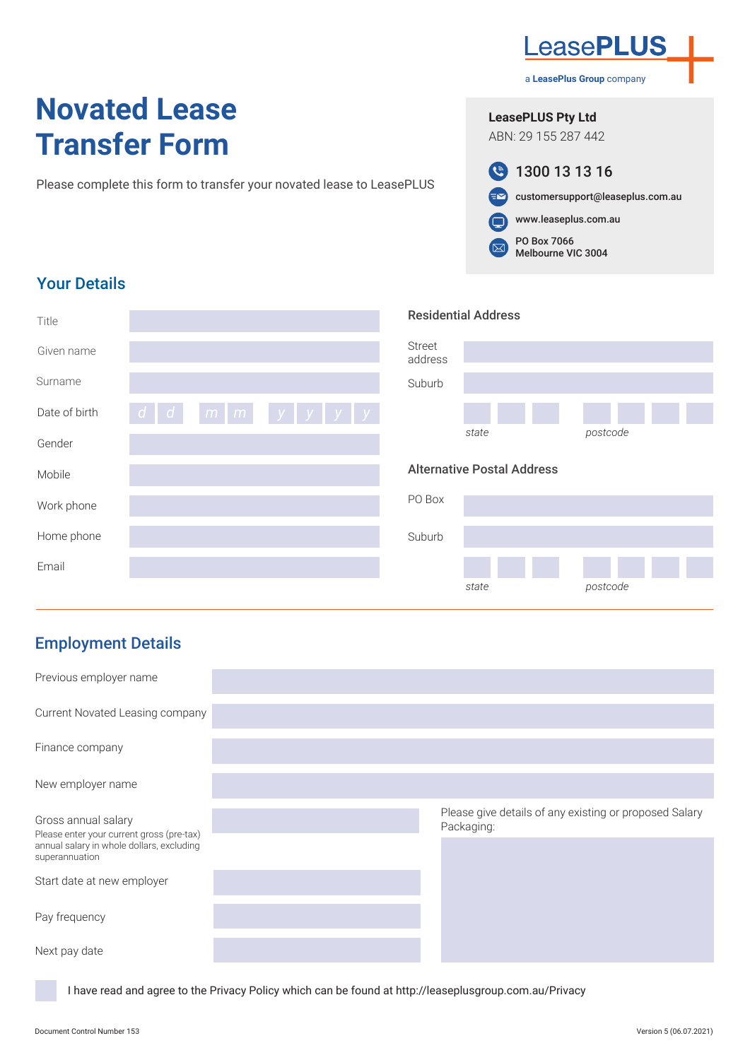LeasePLUS

a **LeasePlus Group** company

# Novated Lease Transfer Form

Please complete this form to transfer your novated lease to LeasePLUS

**LeasePLUS Pty Ltd**
ABN: 29 155 287 442

1300 13 13 16

customersupport@leaseplus.com.au

www.leaseplus.com.au

PO Box 7066
Melbourne VIC 3004

## Your Details

| | |
|---|---|
| Title | |
| Given name | |
| Surname | |
| Date of birth | d d / m m / y y y y |
| Gender | |
| Mobile | |
| Work phone | |
| Home phone | |
| Email | |

### Residential Address

| | |
|---|---|
| Street address | |
| Suburb | |
| *state* | |
| *postcode* | |

### Alternative Postal Address

| | |
|---|---|
| PO Box | |
| Suburb | |
| *state* | |
| *postcode* | |

## Employment Details

| | |
|---|---|
| Previous employer name | |
| Current Novated Leasing company | |
| Finance company | |
| New employer name | |
| Gross annual salary<br>Please enter your current gross (pre-tax) annual salary in whole dollars, excluding superannuation | |
| Start date at new employer | |
| Pay frequency | |
| Next pay date | |

Please give details of any existing or proposed Salary Packaging:

☐ I have read and agree to the Privacy Policy which can be found at http://leaseplusgroup.com.au/Privacy

Document Control Number 153

Version 5 (06.07.2021)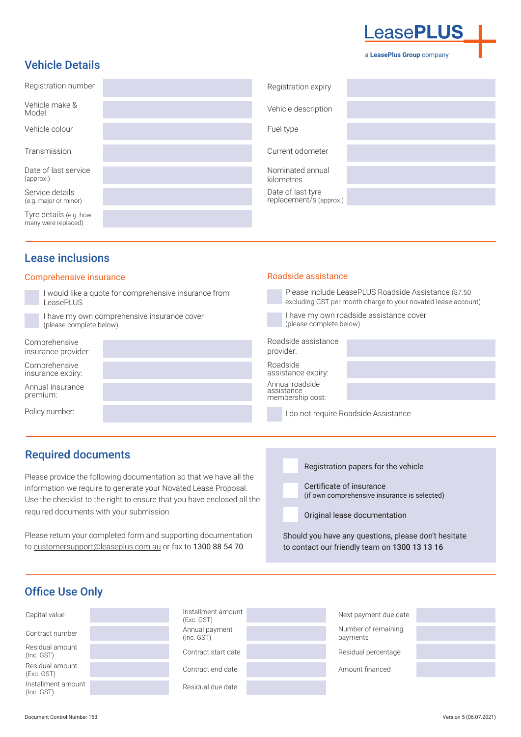LeasePLUS

a **LeasePlus Group** company

## Vehicle Details

| | | | |
|---|---|---|---|
| Registration number | | Registration expiry | |
| Vehicle make & Model | | Vehicle description | |
| Vehicle colour | | Fuel type | |
| Transmission | | Current odometer | |
| Date of last service (approx.) | | Nominated annual kilometres | |
| Service details (e.g. major or minor) | | Date of last tyre replacement/s (approx.) | |
| Tyre details (e.g. how many were replaced) | | | |

## Lease inclusions

### Comprehensive insurance

- ☐ I would like a quote for comprehensive insurance from LeasePLUS
- ☐ I have my own comprehensive insurance cover (please complete below)

| | |
|---|---|
| Comprehensive insurance provider: | |
| Comprehensive insurance expiry: | |
| Annual insurance premium: | |
| Policy number: | |

### Roadside assistance

- ☐ Please include LeasePLUS Roadside Assistance ($7.50 excluding GST per month charge to your novated lease account)
- ☐ I have my own roadside assistance cover (please complete below)

| | |
|---|---|
| Roadside assistance provider: | |
| Roadside assistance expiry: | |
| Annual roadside assistance membership cost: | |

- ☐ I do not require Roadside Assistance

## Required documents

Please provide the following documentation so that we have all the information we require to generate your Novated Lease Proposal. Use the checklist to the right to ensure that you have enclosed all the required documents with your submission.

Please return your completed form and supporting documentation to customersupport@leaseplus.com.au or fax to 1300 88 54 70.

- ☐ Registration papers for the vehicle
- ☐ Certificate of insurance (if own comprehensive insurance is selected)
- ☐ Original lease documentation

Should you have any questions, please don't hesitate to contact our friendly team on **1300 13 13 16**

## Office Use Only

| | | | | | |
|---|---|---|---|---|---|
| Capital value | | Installment amount (Exc. GST) | | Next payment due date | |
| Contract number | | Annual payment (Inc. GST) | | Number of remaining payments | |
| Residual amount (Inc. GST) | | Contract start date | | Residual percentage | |
| Residual amount (Exc. GST) | | Contract end date | | Amount financed | |
| Installment amount (Inc. GST) | | Residual due date | | | |

Document Control Number 153

Version 5 (06.07.2021)